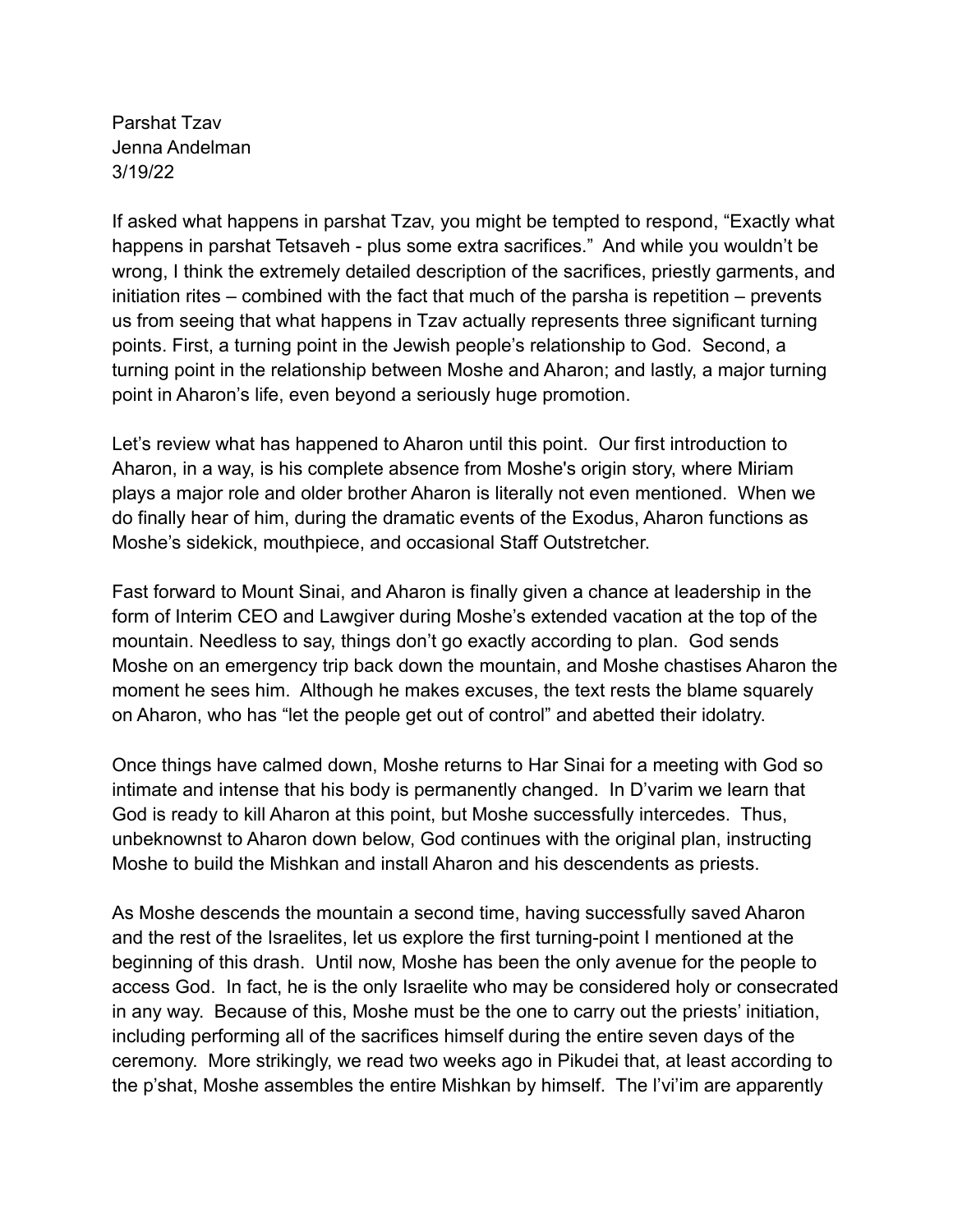Parshat Tzav
Jenna Andelman
3/19/22

If asked what happens in parshat Tzav, you might be tempted to respond, "Exactly what happens in parshat Tetsaveh - plus some extra sacrifices." And while you wouldn't be wrong, I think the extremely detailed description of the sacrifices, priestly garments, and initiation rites – combined with the fact that much of the parsha is repetition – prevents us from seeing that what happens in Tzav actually represents three significant turning points. First, a turning point in the Jewish people's relationship to God. Second, a turning point in the relationship between Moshe and Aharon; and lastly, a major turning point in Aharon's life, even beyond a seriously huge promotion.

Let's review what has happened to Aharon until this point. Our first introduction to Aharon, in a way, is his complete absence from Moshe's origin story, where Miriam plays a major role and older brother Aharon is literally not even mentioned. When we do finally hear of him, during the dramatic events of the Exodus, Aharon functions as Moshe's sidekick, mouthpiece, and occasional Staff Outstretcher.

Fast forward to Mount Sinai, and Aharon is finally given a chance at leadership in the form of Interim CEO and Lawgiver during Moshe's extended vacation at the top of the mountain. Needless to say, things don't go exactly according to plan. God sends Moshe on an emergency trip back down the mountain, and Moshe chastises Aharon the moment he sees him. Although he makes excuses, the text rests the blame squarely on Aharon, who has "let the people get out of control" and abetted their idolatry.

Once things have calmed down, Moshe returns to Har Sinai for a meeting with God so intimate and intense that his body is permanently changed. In D'varim we learn that God is ready to kill Aharon at this point, but Moshe successfully intercedes. Thus, unbeknownst to Aharon down below, God continues with the original plan, instructing Moshe to build the Mishkan and install Aharon and his descendents as priests.

As Moshe descends the mountain a second time, having successfully saved Aharon and the rest of the Israelites, let us explore the first turning-point I mentioned at the beginning of this drash. Until now, Moshe has been the only avenue for the people to access God. In fact, he is the only Israelite who may be considered holy or consecrated in any way. Because of this, Moshe must be the one to carry out the priests' initiation, including performing all of the sacrifices himself during the entire seven days of the ceremony. More strikingly, we read two weeks ago in Pikudei that, at least according to the p'shat, Moshe assembles the entire Mishkan by himself. The l'vi'im are apparently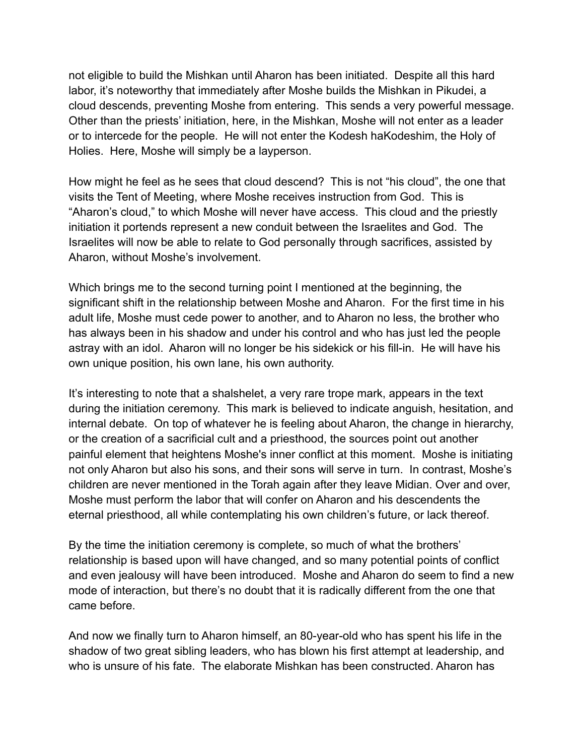not eligible to build the Mishkan until Aharon has been initiated. Despite all this hard labor, it's noteworthy that immediately after Moshe builds the Mishkan in Pikudei, a cloud descends, preventing Moshe from entering. This sends a very powerful message. Other than the priests' initiation, here, in the Mishkan, Moshe will not enter as a leader or to intercede for the people. He will not enter the Kodesh haKodeshim, the Holy of Holies. Here, Moshe will simply be a layperson.

How might he feel as he sees that cloud descend? This is not "his cloud", the one that visits the Tent of Meeting, where Moshe receives instruction from God. This is "Aharon's cloud," to which Moshe will never have access. This cloud and the priestly initiation it portends represent a new conduit between the Israelites and God. The Israelites will now be able to relate to God personally through sacrifices, assisted by Aharon, without Moshe's involvement.

Which brings me to the second turning point I mentioned at the beginning, the significant shift in the relationship between Moshe and Aharon. For the first time in his adult life, Moshe must cede power to another, and to Aharon no less, the brother who has always been in his shadow and under his control and who has just led the people astray with an idol. Aharon will no longer be his sidekick or his fill-in. He will have his own unique position, his own lane, his own authority.

It's interesting to note that a shalshelet, a very rare trope mark, appears in the text during the initiation ceremony. This mark is believed to indicate anguish, hesitation, and internal debate. On top of whatever he is feeling about Aharon, the change in hierarchy, or the creation of a sacrificial cult and a priesthood, the sources point out another painful element that heightens Moshe's inner conflict at this moment. Moshe is initiating not only Aharon but also his sons, and their sons will serve in turn. In contrast, Moshe's children are never mentioned in the Torah again after they leave Midian. Over and over, Moshe must perform the labor that will confer on Aharon and his descendents the eternal priesthood, all while contemplating his own children's future, or lack thereof.

By the time the initiation ceremony is complete, so much of what the brothers' relationship is based upon will have changed, and so many potential points of conflict and even jealousy will have been introduced. Moshe and Aharon do seem to find a new mode of interaction, but there's no doubt that it is radically different from the one that came before.

And now we finally turn to Aharon himself, an 80-year-old who has spent his life in the shadow of two great sibling leaders, who has blown his first attempt at leadership, and who is unsure of his fate. The elaborate Mishkan has been constructed. Aharon has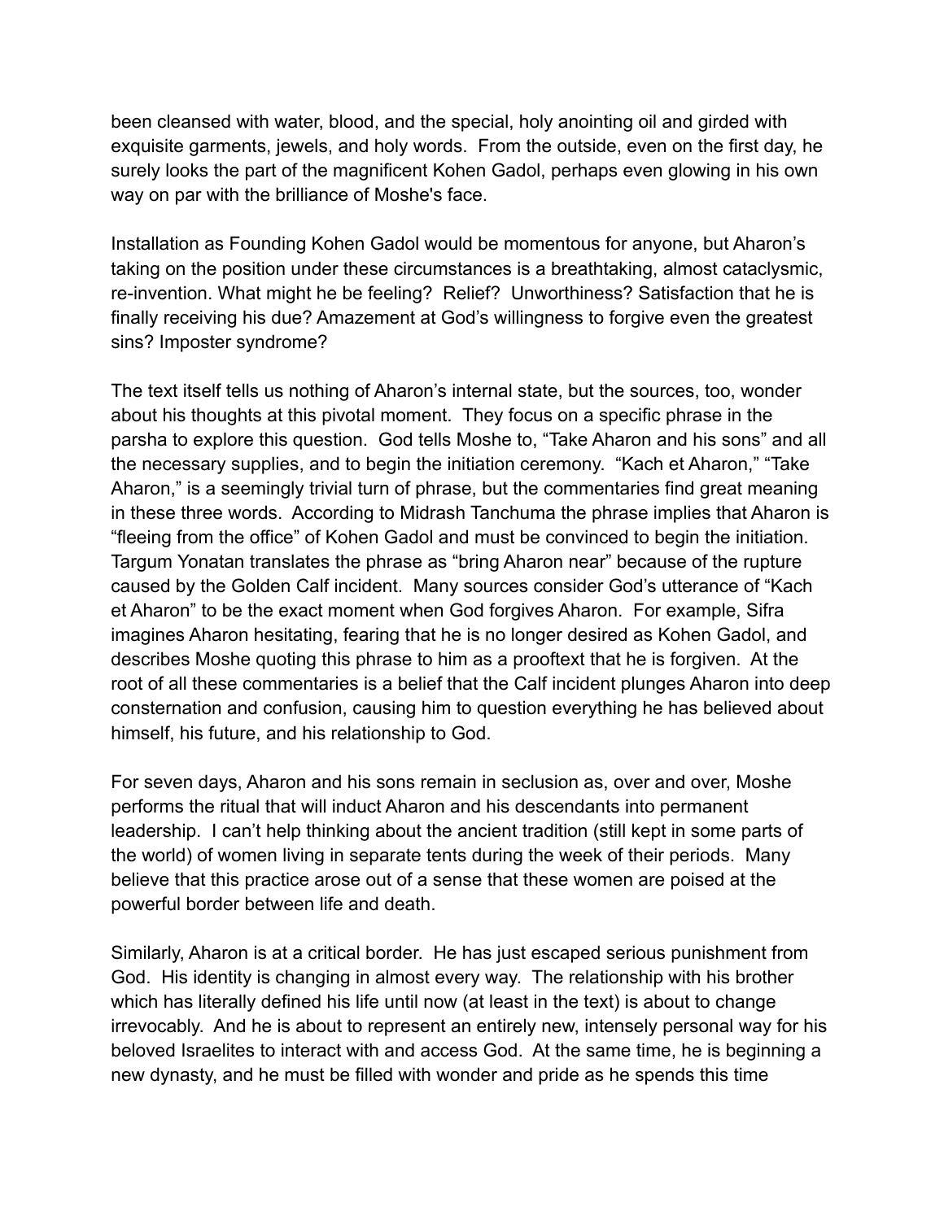been cleansed with water, blood, and the special, holy anointing oil and girded with exquisite garments, jewels, and holy words. From the outside, even on the first day, he surely looks the part of the magnificent Kohen Gadol, perhaps even glowing in his own way on par with the brilliance of Moshe's face.

Installation as Founding Kohen Gadol would be momentous for anyone, but Aharon's taking on the position under these circumstances is a breathtaking, almost cataclysmic, re-invention. What might he be feeling? Relief? Unworthiness? Satisfaction that he is finally receiving his due? Amazement at God's willingness to forgive even the greatest sins? Imposter syndrome?

The text itself tells us nothing of Aharon's internal state, but the sources, too, wonder about his thoughts at this pivotal moment. They focus on a specific phrase in the parsha to explore this question. God tells Moshe to, "Take Aharon and his sons" and all the necessary supplies, and to begin the initiation ceremony. "Kach et Aharon," "Take Aharon," is a seemingly trivial turn of phrase, but the commentaries find great meaning in these three words. According to Midrash Tanchuma the phrase implies that Aharon is "fleeing from the office" of Kohen Gadol and must be convinced to begin the initiation. Targum Yonatan translates the phrase as "bring Aharon near" because of the rupture caused by the Golden Calf incident. Many sources consider God's utterance of "Kach et Aharon" to be the exact moment when God forgives Aharon. For example, Sifra imagines Aharon hesitating, fearing that he is no longer desired as Kohen Gadol, and describes Moshe quoting this phrase to him as a prooftext that he is forgiven. At the root of all these commentaries is a belief that the Calf incident plunges Aharon into deep consternation and confusion, causing him to question everything he has believed about himself, his future, and his relationship to God.

For seven days, Aharon and his sons remain in seclusion as, over and over, Moshe performs the ritual that will induct Aharon and his descendants into permanent leadership. I can't help thinking about the ancient tradition (still kept in some parts of the world) of women living in separate tents during the week of their periods. Many believe that this practice arose out of a sense that these women are poised at the powerful border between life and death.

Similarly, Aharon is at a critical border. He has just escaped serious punishment from God. His identity is changing in almost every way. The relationship with his brother which has literally defined his life until now (at least in the text) is about to change irrevocably. And he is about to represent an entirely new, intensely personal way for his beloved Israelites to interact with and access God. At the same time, he is beginning a new dynasty, and he must be filled with wonder and pride as he spends this time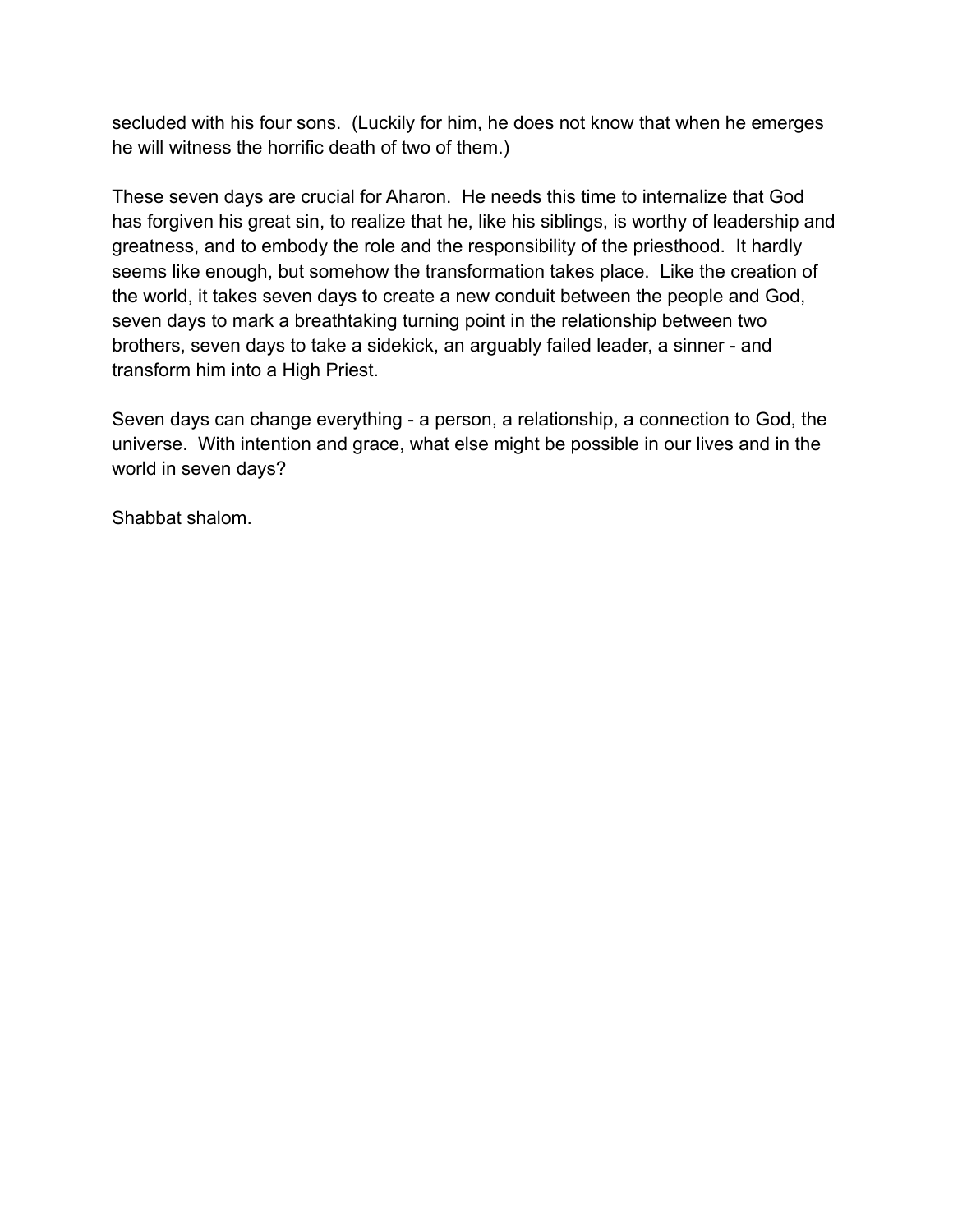secluded with his four sons. (Luckily for him, he does not know that when he emerges he will witness the horrific death of two of them.)

These seven days are crucial for Aharon. He needs this time to internalize that God has forgiven his great sin, to realize that he, like his siblings, is worthy of leadership and greatness, and to embody the role and the responsibility of the priesthood. It hardly seems like enough, but somehow the transformation takes place. Like the creation of the world, it takes seven days to create a new conduit between the people and God, seven days to mark a breathtaking turning point in the relationship between two brothers, seven days to take a sidekick, an arguably failed leader, a sinner - and transform him into a High Priest.

Seven days can change everything - a person, a relationship, a connection to God, the universe. With intention and grace, what else might be possible in our lives and in the world in seven days?

Shabbat shalom.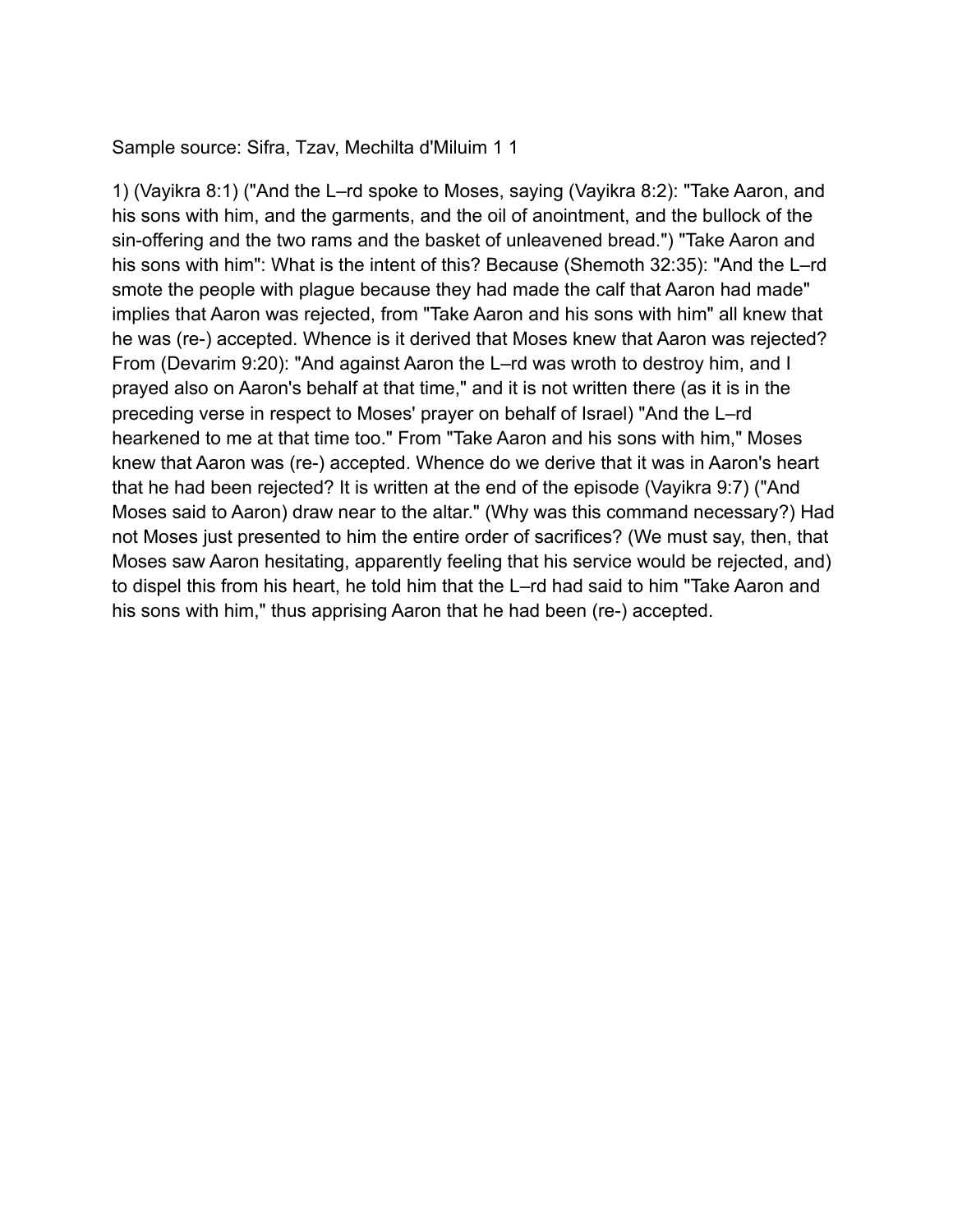Sample source: Sifra, Tzav, Mechilta d'Miluim 1 1

1) (Vayikra 8:1) ("And the L–rd spoke to Moses, saying (Vayikra 8:2): "Take Aaron, and his sons with him, and the garments, and the oil of anointment, and the bullock of the sin-offering and the two rams and the basket of unleavened bread.") "Take Aaron and his sons with him": What is the intent of this? Because (Shemoth 32:35): "And the L–rd smote the people with plague because they had made the calf that Aaron had made" implies that Aaron was rejected, from "Take Aaron and his sons with him" all knew that he was (re-) accepted. Whence is it derived that Moses knew that Aaron was rejected? From (Devarim 9:20): "And against Aaron the L–rd was wroth to destroy him, and I prayed also on Aaron's behalf at that time," and it is not written there (as it is in the preceding verse in respect to Moses' prayer on behalf of Israel) "And the L–rd hearkened to me at that time too." From "Take Aaron and his sons with him," Moses knew that Aaron was (re-) accepted. Whence do we derive that it was in Aaron's heart that he had been rejected? It is written at the end of the episode (Vayikra 9:7) ("And Moses said to Aaron) draw near to the altar." (Why was this command necessary?) Had not Moses just presented to him the entire order of sacrifices? (We must say, then, that Moses saw Aaron hesitating, apparently feeling that his service would be rejected, and) to dispel this from his heart, he told him that the L–rd had said to him "Take Aaron and his sons with him," thus apprising Aaron that he had been (re-) accepted.